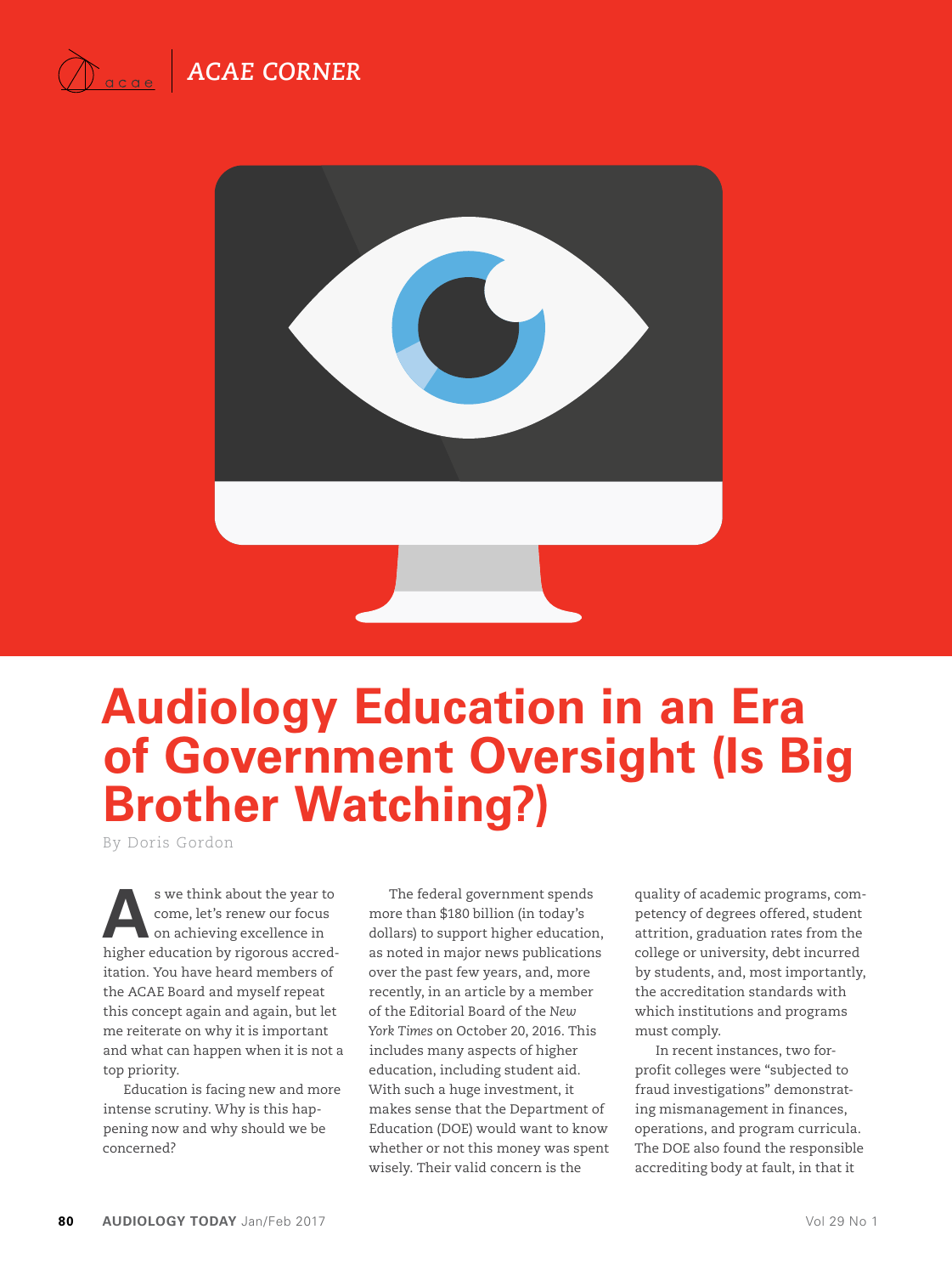ACAE CORNER

# Audiology Education in an Era of Government Oversight (Is Big Brother Watching?)

By Doris Gordon

As we think about the year to come, let's renew our focus on achieving excellence in higher education by rigorous accreditation. You have heard members of the ACAE Board and myself repeat this concept again and again, but let me reiterate on why it is important and what can happen when it is not a top priority.

Education is facing new and more intense scrutiny. Why is this happening now and why should we be concerned?

The federal government spends more than $180 billion (in today's dollars) to support higher education, as noted in major news publications over the past few years, and, more recently, in an article by a member of the Editorial Board of the *New York Times* on October 20, 2016. This includes many aspects of higher education, including student aid. With such a huge investment, it makes sense that the Department of Education (DOE) would want to know whether or not this money was spent wisely. Their valid concern is the quality of academic programs, competency of degrees offered, student attrition, graduation rates from the college or university, debt incurred by students, and, most importantly, the accreditation standards with which institutions and programs must comply.

In recent instances, two for-profit colleges were "subjected to fraud investigations" demonstrating mismanagement in finances, operations, and program curricula. The DOE also found the responsible accrediting body at fault, in that it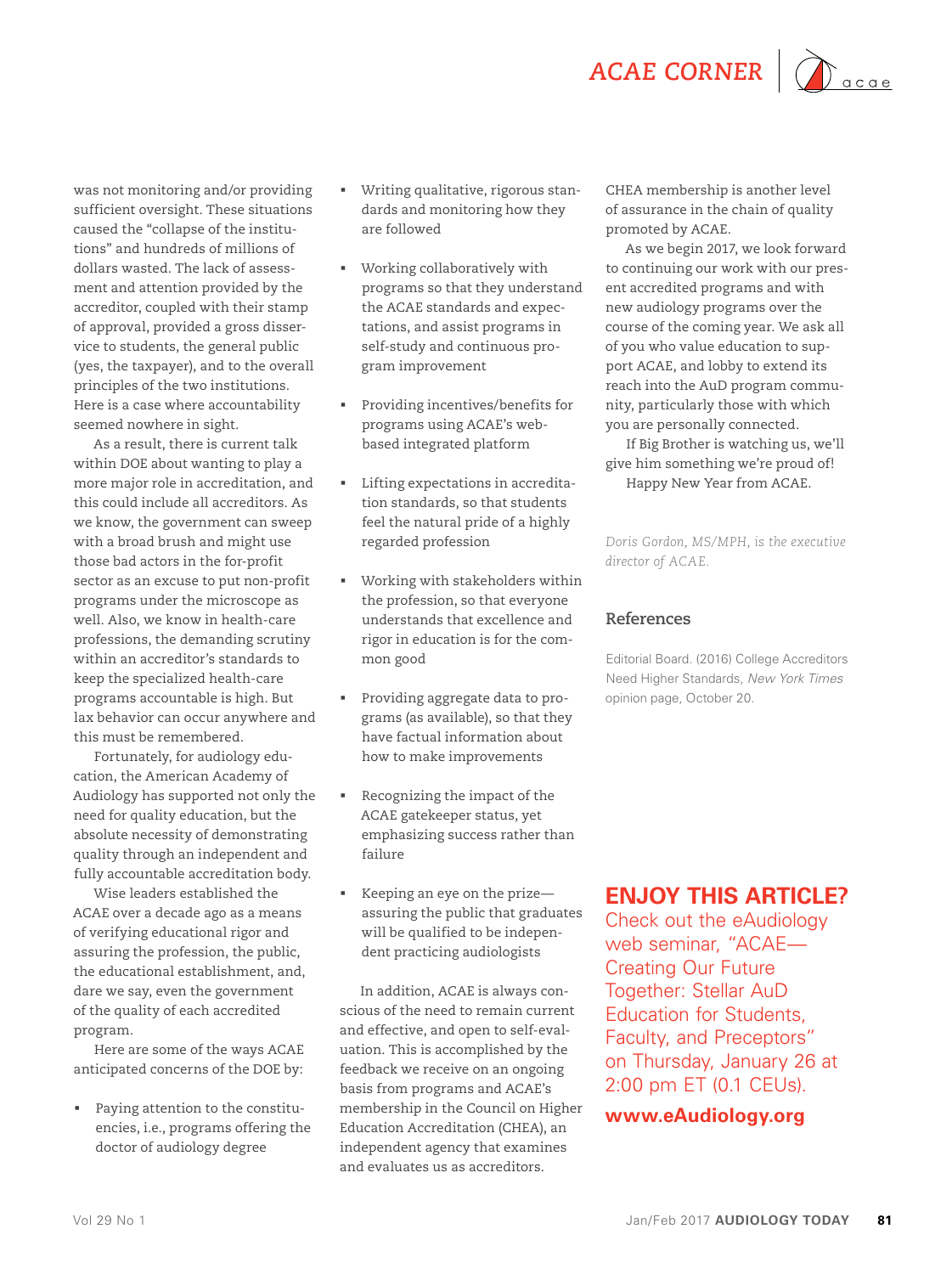was not monitoring and/or providing sufficient oversight. These situations caused the "collapse of the institutions" and hundreds of millions of dollars wasted. The lack of assessment and attention provided by the accreditor, coupled with their stamp of approval, provided a gross disservice to students, the general public (yes, the taxpayer), and to the overall principles of the two institutions. Here is a case where accountability seemed nowhere in sight.

As a result, there is current talk within DOE about wanting to play a more major role in accreditation, and this could include all accreditors. As we know, the government can sweep with a broad brush and might use those bad actors in the for-profit sector as an excuse to put non-profit programs under the microscope as well. Also, we know in health-care professions, the demanding scrutiny within an accreditor's standards to keep the specialized health-care programs accountable is high. But lax behavior can occur anywhere and this must be remembered.

Fortunately, for audiology education, the American Academy of Audiology has supported not only the need for quality education, but the absolute necessity of demonstrating quality through an independent and fully accountable accreditation body.

Wise leaders established the ACAE over a decade ago as a means of verifying educational rigor and assuring the profession, the public, the educational establishment, and, dare we say, even the government of the quality of each accredited program.

Here are some of the ways ACAE anticipated concerns of the DOE by:

- Paying attention to the constituencies, i.e., programs offering the doctor of audiology degree
- Writing qualitative, rigorous standards and monitoring how they are followed
- Working collaboratively with programs so that they understand the ACAE standards and expectations, and assist programs in self-study and continuous program improvement
- Providing incentives/benefits for programs using ACAE's web-based integrated platform
- Lifting expectations in accreditation standards, so that students feel the natural pride of a highly regarded profession
- Working with stakeholders within the profession, so that everyone understands that excellence and rigor in education is for the common good
- Providing aggregate data to programs (as available), so that they have factual information about how to make improvements
- Recognizing the impact of the ACAE gatekeeper status, yet emphasizing success rather than failure
- Keeping an eye on the prize—assuring the public that graduates will be qualified to be independent practicing audiologists

In addition, ACAE is always conscious of the need to remain current and effective, and open to self-evaluation. This is accomplished by the feedback we receive on an ongoing basis from programs and ACAE's membership in the Council on Higher Education Accreditation (CHEA), an independent agency that examines and evaluates us as accreditors. CHEA membership is another level of assurance in the chain of quality promoted by ACAE.

As we begin 2017, we look forward to continuing our work with our present accredited programs and with new audiology programs over the course of the coming year. We ask all of you who value education to support ACAE, and lobby to extend its reach into the AuD program community, particularly those with which you are personally connected.

If Big Brother is watching us, we'll give him something we're proud of!

Happy New Year from ACAE.

*Doris Gordon, MS/MPH, is the executive director of ACAE.*

## References

Editorial Board. (2016) College Accreditors Need Higher Standards, *New York Times* opinion page, October 20.

**ENJOY THIS ARTICLE?**

Check out the eAudiology web seminar, "ACAE—Creating Our Future Together: Stellar AuD Education for Students, Faculty, and Preceptors" on Thursday, January 26 at 2:00 pm ET (0.1 CEUs).

**www.eAudiology.org**